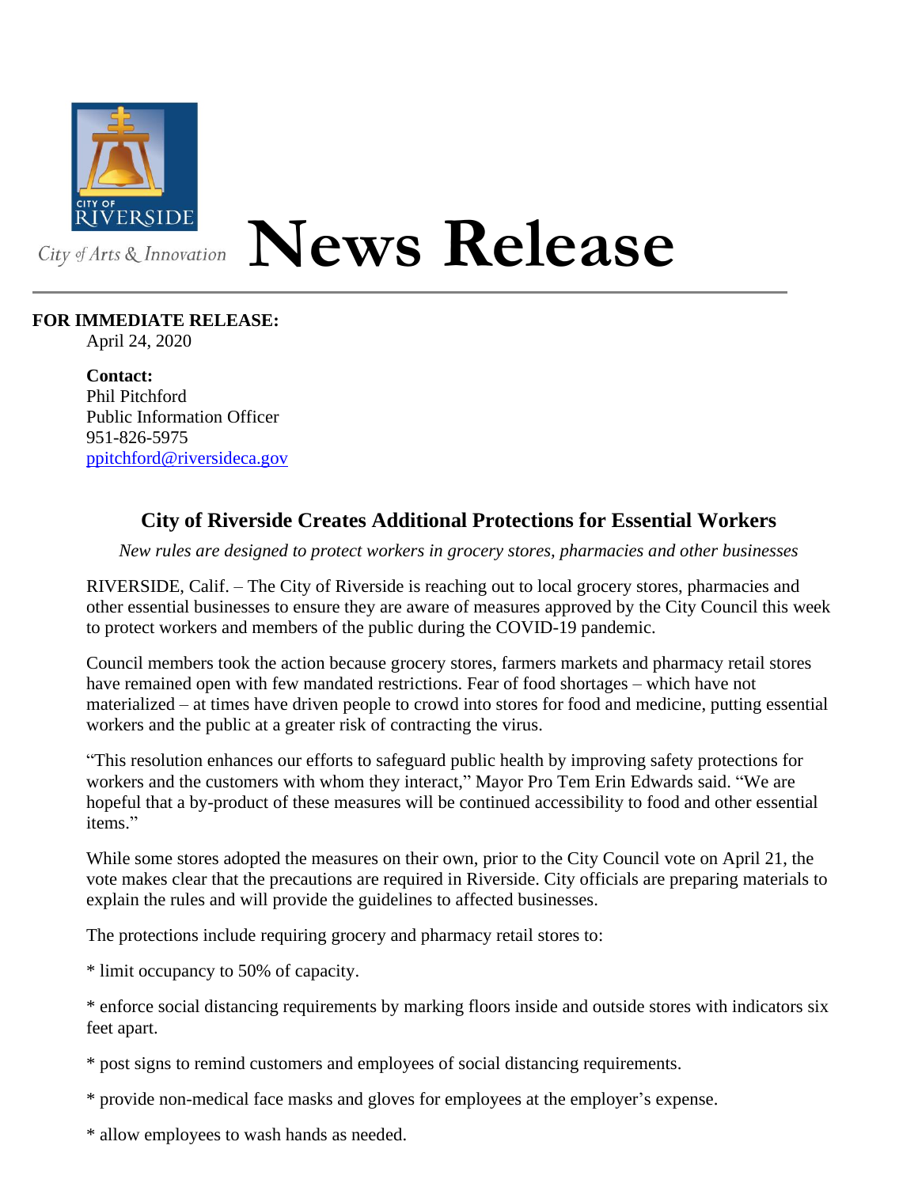CITY OF RIVERSIDE

City of Arts & Innovation

# News Release

**FOR IMMEDIATE RELEASE:**
April 24, 2020

**Contact:**
Phil Pitchford
Public Information Officer
951-826-5975
ppitchford@riversideca.gov

## City of Riverside Creates Additional Protections for Essential Workers

*New rules are designed to protect workers in grocery stores, pharmacies and other businesses*

RIVERSIDE, Calif. – The City of Riverside is reaching out to local grocery stores, pharmacies and other essential businesses to ensure they are aware of measures approved by the City Council this week to protect workers and members of the public during the COVID-19 pandemic.

Council members took the action because grocery stores, farmers markets and pharmacy retail stores have remained open with few mandated restrictions. Fear of food shortages – which have not materialized – at times have driven people to crowd into stores for food and medicine, putting essential workers and the public at a greater risk of contracting the virus.

"This resolution enhances our efforts to safeguard public health by improving safety protections for workers and the customers with whom they interact," Mayor Pro Tem Erin Edwards said. "We are hopeful that a by-product of these measures will be continued accessibility to food and other essential items."

While some stores adopted the measures on their own, prior to the City Council vote on April 21, the vote makes clear that the precautions are required in Riverside. City officials are preparing materials to explain the rules and will provide the guidelines to affected businesses.

The protections include requiring grocery and pharmacy retail stores to:

* limit occupancy to 50% of capacity.

* enforce social distancing requirements by marking floors inside and outside stores with indicators six feet apart.

* post signs to remind customers and employees of social distancing requirements.

* provide non-medical face masks and gloves for employees at the employer's expense.

* allow employees to wash hands as needed.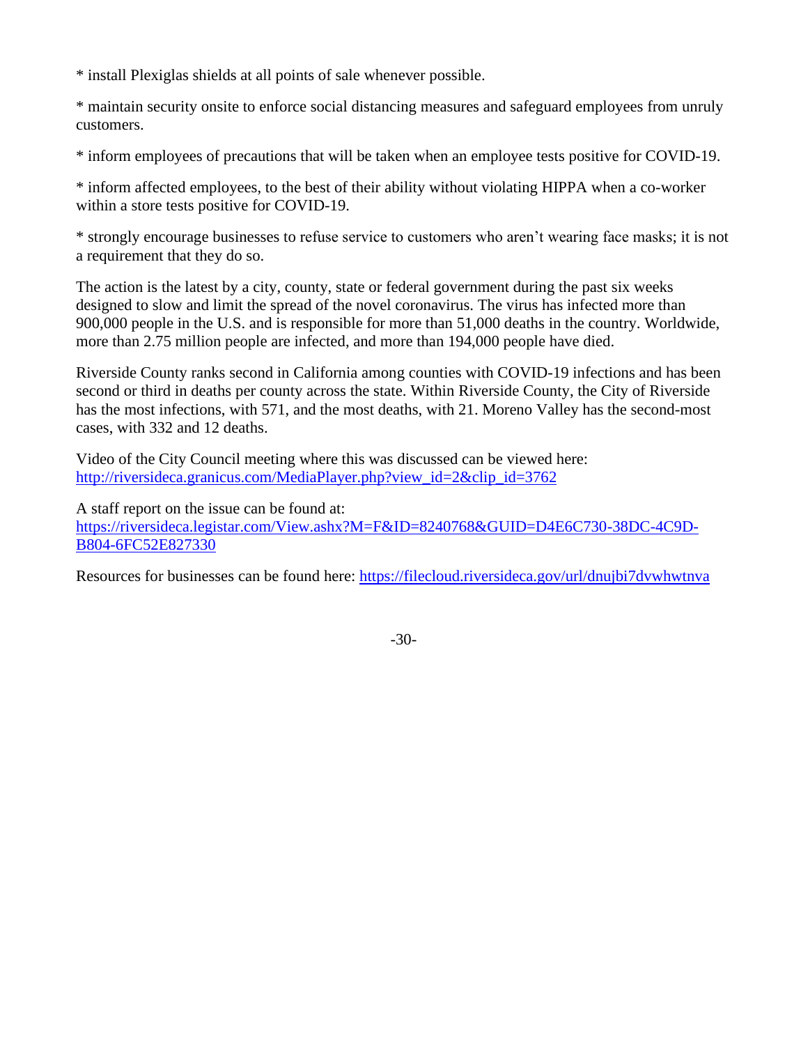* install Plexiglas shields at all points of sale whenever possible.

* maintain security onsite to enforce social distancing measures and safeguard employees from unruly customers.

* inform employees of precautions that will be taken when an employee tests positive for COVID-19.

* inform affected employees, to the best of their ability without violating HIPPA when a co-worker within a store tests positive for COVID-19.

* strongly encourage businesses to refuse service to customers who aren't wearing face masks; it is not a requirement that they do so.

The action is the latest by a city, county, state or federal government during the past six weeks designed to slow and limit the spread of the novel coronavirus. The virus has infected more than 900,000 people in the U.S. and is responsible for more than 51,000 deaths in the country. Worldwide, more than 2.75 million people are infected, and more than 194,000 people have died.

Riverside County ranks second in California among counties with COVID-19 infections and has been second or third in deaths per county across the state. Within Riverside County, the City of Riverside has the most infections, with 571, and the most deaths, with 21. Moreno Valley has the second-most cases, with 332 and 12 deaths.

Video of the City Council meeting where this was discussed can be viewed here: [http://riversideca.granicus.com/MediaPlayer.php?view_id=2&clip_id=3762](http://riversideca.granicus.com/MediaPlayer.php?view_id=2&clip_id=3762)

A staff report on the issue can be found at: [https://riversideca.legistar.com/View.ashx?M=F&ID=8240768&GUID=D4E6C730-38DC-4C9D-B804-6FC52E827330](https://riversideca.legistar.com/View.ashx?M=F&ID=8240768&GUID=D4E6C730-38DC-4C9D-B804-6FC52E827330)

Resources for businesses can be found here: [https://filecloud.riversideca.gov/url/dnujbi7dvwhwtnva](https://filecloud.riversideca.gov/url/dnujbi7dvwhwtnva)

-30-